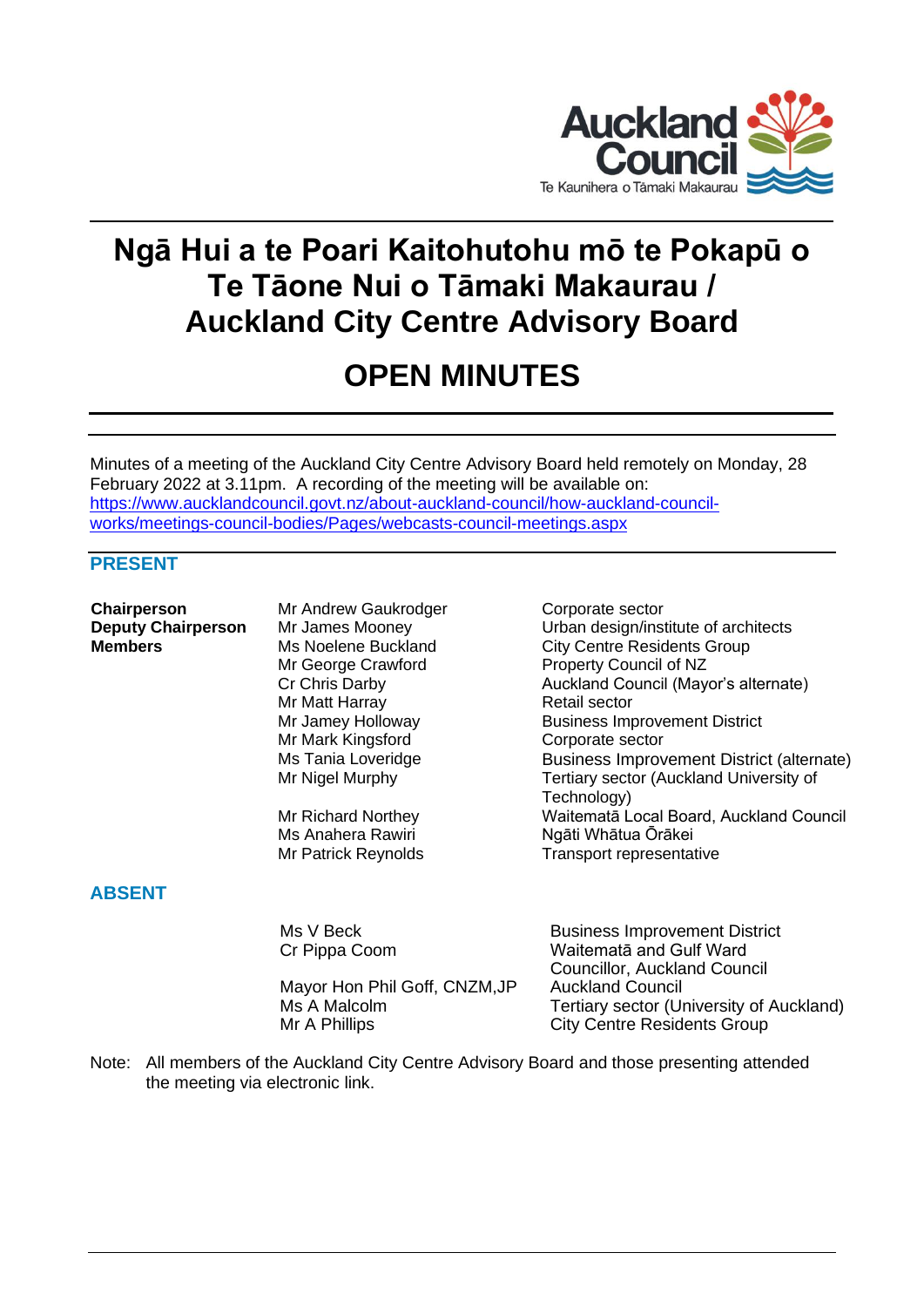# Ngā Hui a te Poari Kaitohutohu mō te Pokapū o Te Tāone Nui o Tāmaki Makaurau / Auckland City Centre Advisory Board

# OPEN MINUTES

Minutes of a meeting of the Auckland City Centre Advisory Board held remotely on Monday, 28 February 2022 at 3.11pm. A recording of the meeting will be available on: [https://www.aucklandcouncil.govt.nz/about-auckland-council/how-auckland-council-works/meetings-council-bodies/Pages/webcasts-council-meetings.aspx](https://www.aucklandcouncil.govt.nz/about-auckland-council/how-auckland-council-works/meetings-council-bodies/Pages/webcasts-council-meetings.aspx)

## PRESENT

| | | |
|---|---|---|
| **Chairperson** | Mr Andrew Gaukrodger | Corporate sector |
| **Deputy Chairperson** | Mr James Mooney | Urban design/institute of architects |
| **Members** | Ms Noelene Buckland | City Centre Residents Group |
| | Mr George Crawford | Property Council of NZ |
| | Cr Chris Darby | Auckland Council (Mayor's alternate) |
| | Mr Matt Harray | Retail sector |
| | Mr Jamey Holloway | Business Improvement District |
| | Mr Mark Kingsford | Corporate sector |
| | Ms Tania Loveridge | Business Improvement District (alternate) |
| | Mr Nigel Murphy | Tertiary sector (Auckland University of Technology) |
| | Mr Richard Northey | Waitematā Local Board, Auckland Council |
| | Ms Anahera Rawiri | Ngāti Whātua Ōrākei |
| | Mr Patrick Reynolds | Transport representative |

## ABSENT

| | |
|---|---|
| Ms V Beck | Business Improvement District |
| Cr Pippa Coom | Waitematā and Gulf Ward Councillor, Auckland Council |
| Mayor Hon Phil Goff, CNZM,JP | Auckland Council |
| Ms A Malcolm | Tertiary sector (University of Auckland) |
| Mr A Phillips | City Centre Residents Group |

Note: All members of the Auckland City Centre Advisory Board and those presenting attended the meeting via electronic link.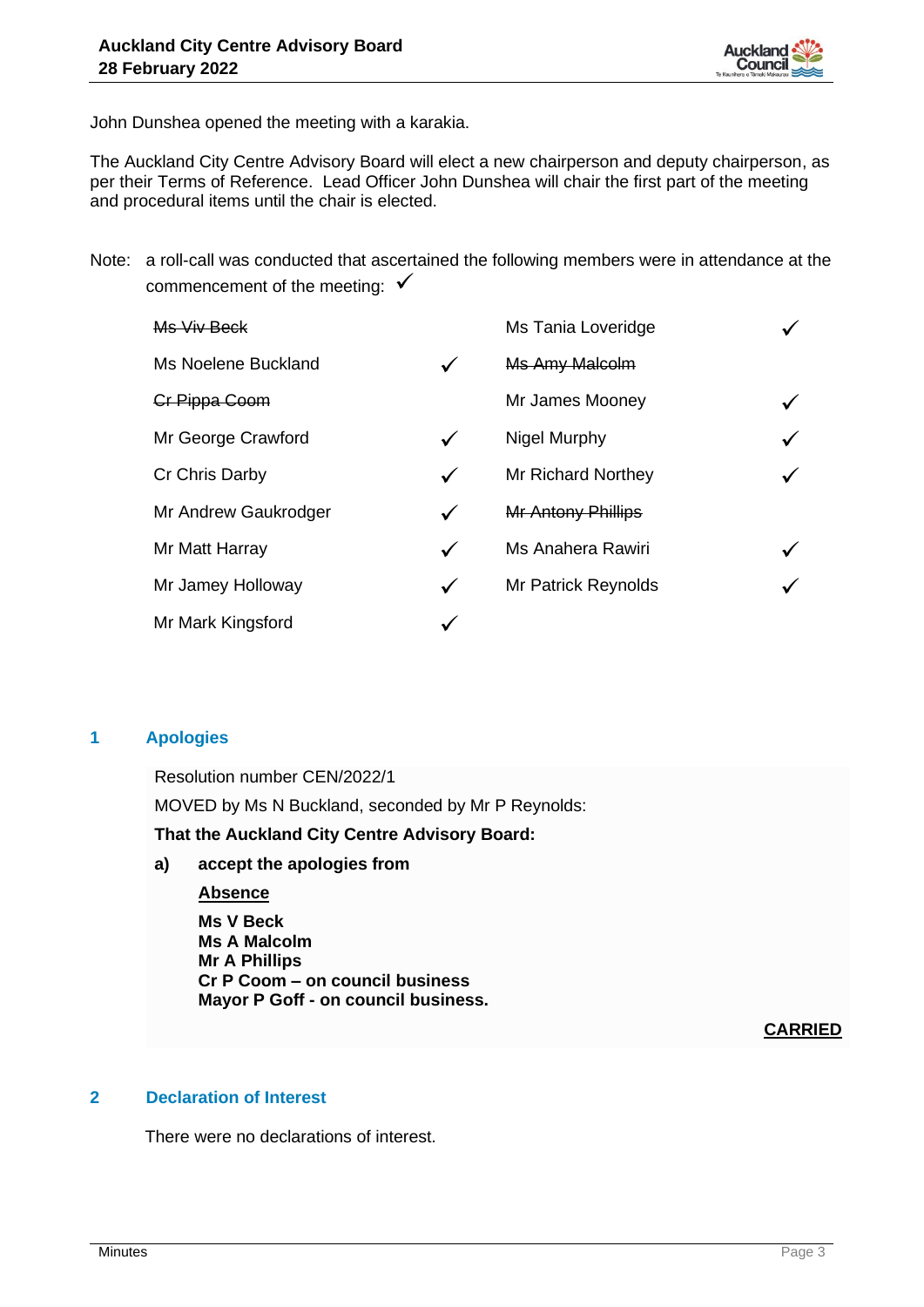John Dunshea opened the meeting with a karakia.

The Auckland City Centre Advisory Board will elect a new chairperson and deputy chairperson, as per their Terms of Reference. Lead Officer John Dunshea will chair the first part of the meeting and procedural items until the chair is elected.

Note: a roll-call was conducted that ascertained the following members were in attendance at the commencement of the meeting: ✓

| | | | |
|---|---|---|---|
| ~~Ms Viv Beck~~ | | Ms Tania Loveridge | ✓ |
| Ms Noelene Buckland | ✓ | ~~Ms Amy Malcolm~~ | |
| ~~Cr Pippa Coom~~ | | Mr James Mooney | ✓ |
| Mr George Crawford | ✓ | Nigel Murphy | ✓ |
| Cr Chris Darby | ✓ | Mr Richard Northey | ✓ |
| Mr Andrew Gaukrodger | ✓ | ~~Mr Antony Phillips~~ | |
| Mr Matt Harray | ✓ | Ms Anahera Rawiri | ✓ |
| Mr Jamey Holloway | ✓ | Mr Patrick Reynolds | ✓ |
| Mr Mark Kingsford | ✓ | | |

## 1 Apologies

Resolution number CEN/2022/1

MOVED by Ms N Buckland, seconded by Mr P Reynolds:

**That the Auckland City Centre Advisory Board:**

**a) accept the apologies from**

**<u>Absence</u>**

**Ms V Beck**
**Ms A Malcolm**
**Mr A Phillips**
**Cr P Coom – on council business**
**Mayor P Goff - on council business.**

**<u>CARRIED</u>**

## 2 Declaration of Interest

There were no declarations of interest.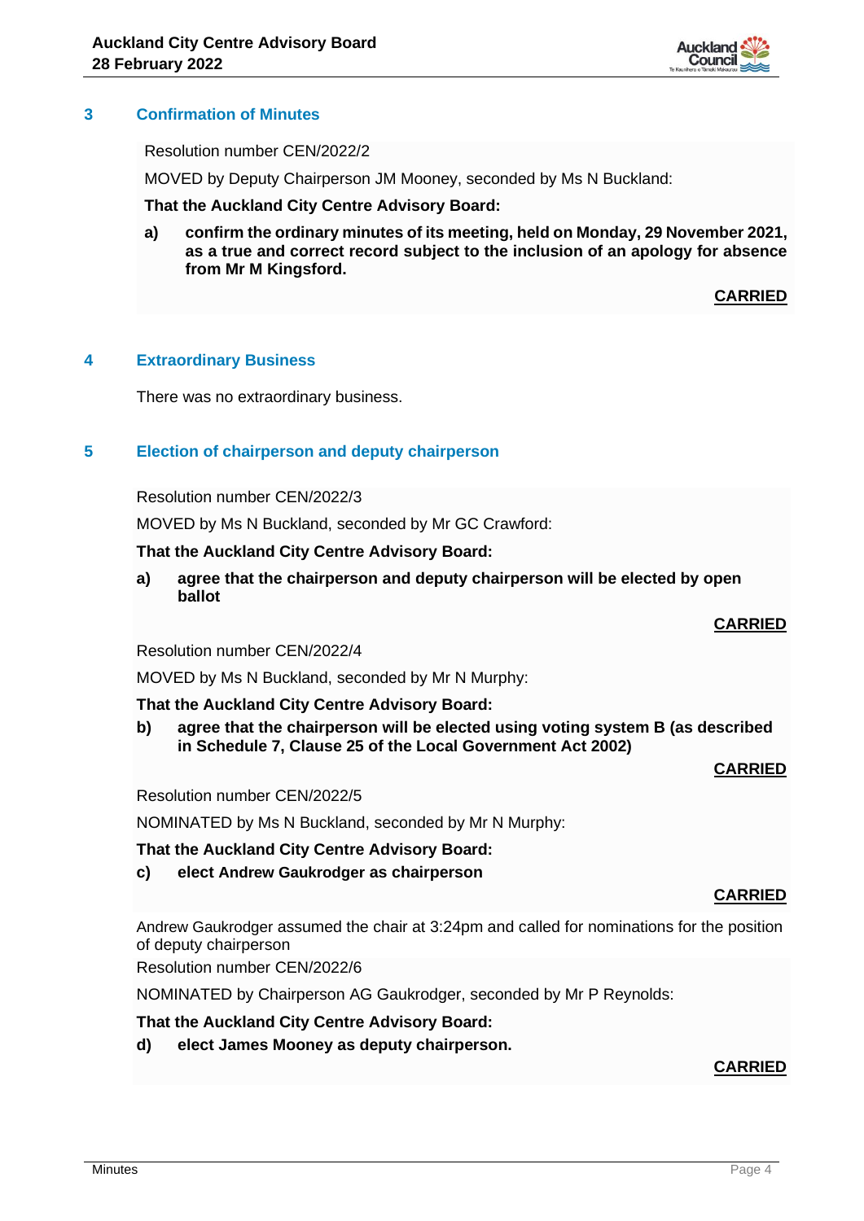## 3 Confirmation of Minutes

Resolution number CEN/2022/2

MOVED by Deputy Chairperson JM Mooney, seconded by Ms N Buckland:

**That the Auckland City Centre Advisory Board:**

**a) confirm the ordinary minutes of its meeting, held on Monday, 29 November 2021, as a true and correct record subject to the inclusion of an apology for absence from Mr M Kingsford.**

**CARRIED**

## 4 Extraordinary Business

There was no extraordinary business.

## 5 Election of chairperson and deputy chairperson

Resolution number CEN/2022/3

MOVED by Ms N Buckland, seconded by Mr GC Crawford:

**That the Auckland City Centre Advisory Board:**

**a) agree that the chairperson and deputy chairperson will be elected by open ballot**

**CARRIED**

Resolution number CEN/2022/4

MOVED by Ms N Buckland, seconded by Mr N Murphy:

**That the Auckland City Centre Advisory Board:**

**b) agree that the chairperson will be elected using voting system B (as described in Schedule 7, Clause 25 of the Local Government Act 2002)**

**CARRIED**

Resolution number CEN/2022/5

NOMINATED by Ms N Buckland, seconded by Mr N Murphy:

**That the Auckland City Centre Advisory Board:**

**c) elect Andrew Gaukrodger as chairperson**

**CARRIED**

Andrew Gaukrodger assumed the chair at 3:24pm and called for nominations for the position of deputy chairperson

Resolution number CEN/2022/6

NOMINATED by Chairperson AG Gaukrodger, seconded by Mr P Reynolds:

**That the Auckland City Centre Advisory Board:**

**d) elect James Mooney as deputy chairperson.**

**CARRIED**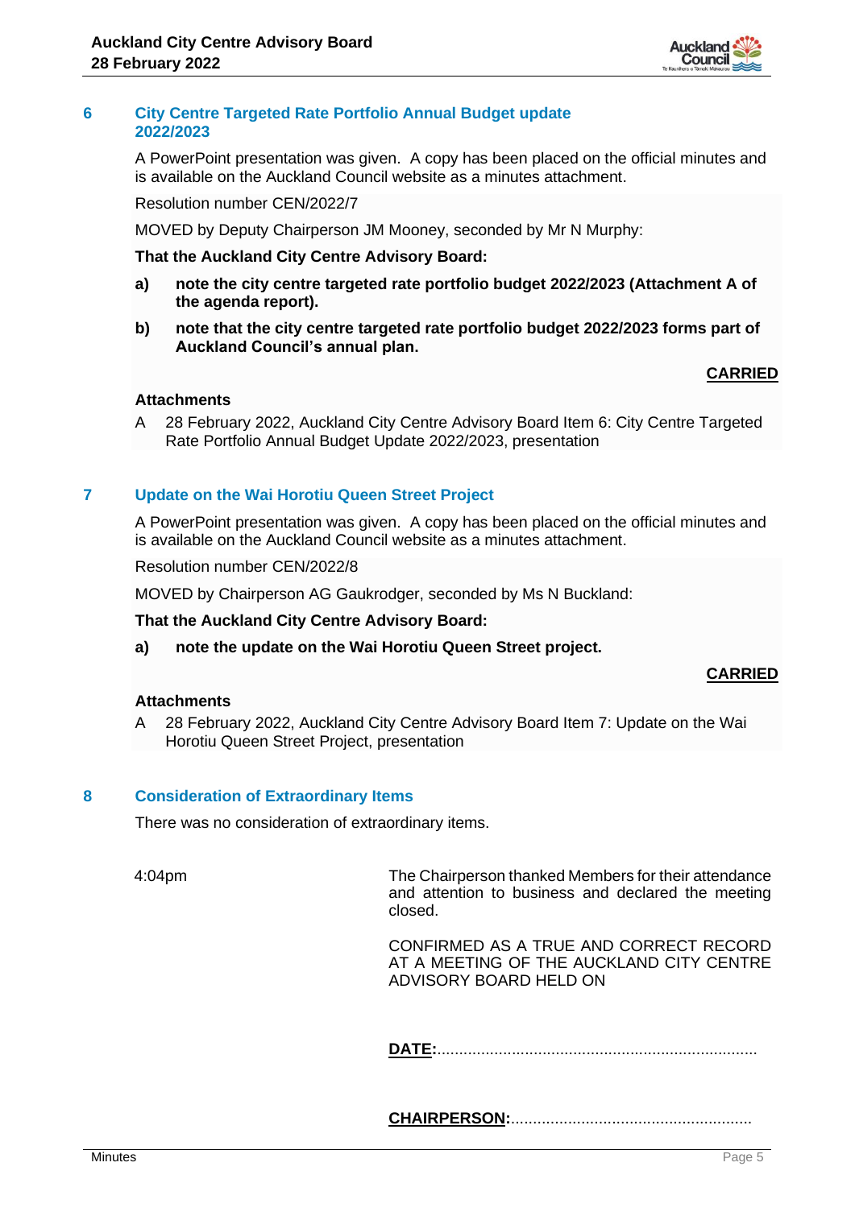## 6 City Centre Targeted Rate Portfolio Annual Budget update 2022/2023

A PowerPoint presentation was given. A copy has been placed on the official minutes and is available on the Auckland Council website as a minutes attachment.

Resolution number CEN/2022/7

MOVED by Deputy Chairperson JM Mooney, seconded by Mr N Murphy:

**That the Auckland City Centre Advisory Board:**

**a) note the city centre targeted rate portfolio budget 2022/2023 (Attachment A of the agenda report).**

**b) note that the city centre targeted rate portfolio budget 2022/2023 forms part of Auckland Council's annual plan.**

**CARRIED**

**Attachments**

A 28 February 2022, Auckland City Centre Advisory Board Item 6: City Centre Targeted Rate Portfolio Annual Budget Update 2022/2023, presentation

## 7 Update on the Wai Horotiu Queen Street Project

A PowerPoint presentation was given. A copy has been placed on the official minutes and is available on the Auckland Council website as a minutes attachment.

Resolution number CEN/2022/8

MOVED by Chairperson AG Gaukrodger, seconded by Ms N Buckland:

**That the Auckland City Centre Advisory Board:**

**a) note the update on the Wai Horotiu Queen Street project.**

**CARRIED**

**Attachments**

A 28 February 2022, Auckland City Centre Advisory Board Item 7: Update on the Wai Horotiu Queen Street Project, presentation

## 8 Consideration of Extraordinary Items

There was no consideration of extraordinary items.

4:04pm

The Chairperson thanked Members for their attendance and attention to business and declared the meeting closed.

CONFIRMED AS A TRUE AND CORRECT RECORD AT A MEETING OF THE AUCKLAND CITY CENTRE ADVISORY BOARD HELD ON

**DATE:**.........................................................................

**CHAIRPERSON:**.......................................................